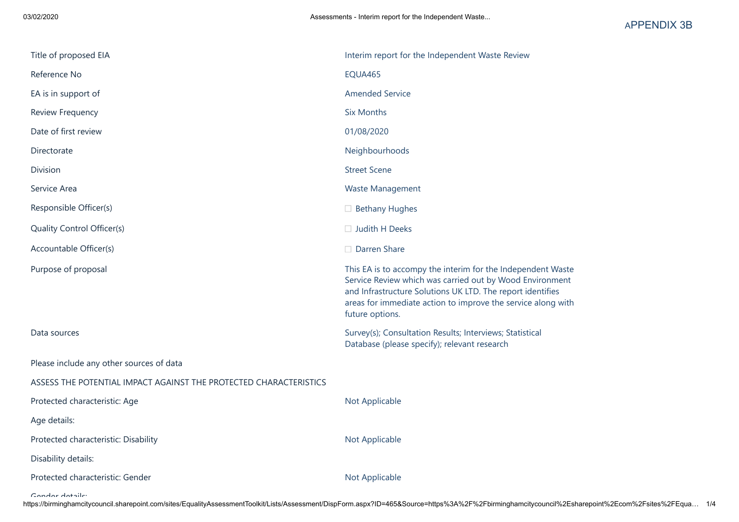APPENDIX 3B

| | |
|---|---|
| Title of proposed EIA | Interim report for the Independent Waste Review |
| Reference No | EQUA465 |
| EA is in support of | Amended Service |
| Review Frequency | Six Months |
| Date of first review | 01/08/2020 |
| Directorate | Neighbourhoods |
| Division | Street Scene |
| Service Area | Waste Management |
| Responsible Officer(s) | Bethany Hughes |
| Quality Control Officer(s) | Judith H Deeks |
| Accountable Officer(s) | Darren Share |
| Purpose of proposal | This EA is to accompy the interim for the Independent Waste Service Review which was carried out by Wood Environment and Infrastructure Solutions UK LTD. The report identifies areas for immediate action to improve the service along with future options. |
| Data sources | Survey(s); Consultation Results; Interviews; Statistical Database (please specify); relevant research |
| Please include any other sources of data | |
| ASSESS THE POTENTIAL IMPACT AGAINST THE PROTECTED CHARACTERISTICS | |
| Protected characteristic: Age | Not Applicable |
| Age details: | |
| Protected characteristic: Disability | Not Applicable |
| Disability details: | |
| Protected characteristic: Gender | Not Applicable |
| Gender details: | |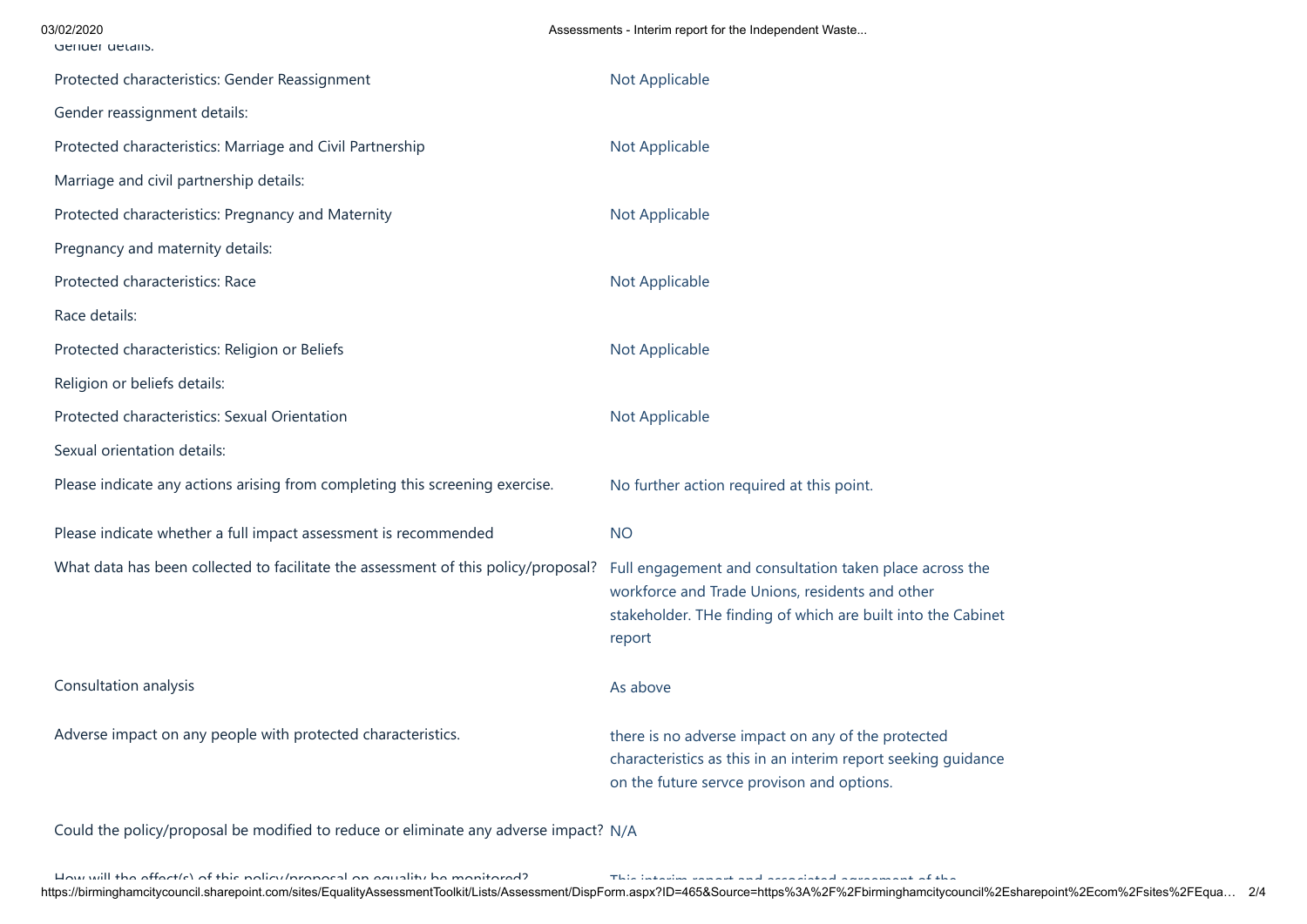Gender details:

| | |
|---|---|
| Protected characteristics: Gender Reassignment | Not Applicable |
| Gender reassignment details: | |
| Protected characteristics: Marriage and Civil Partnership | Not Applicable |
| Marriage and civil partnership details: | |
| Protected characteristics: Pregnancy and Maternity | Not Applicable |
| Pregnancy and maternity details: | |
| Protected characteristics: Race | Not Applicable |
| Race details: | |
| Protected characteristics: Religion or Beliefs | Not Applicable |
| Religion or beliefs details: | |
| Protected characteristics: Sexual Orientation | Not Applicable |
| Sexual orientation details: | |
| Please indicate any actions arising from completing this screening exercise. | No further action required at this point. |
| Please indicate whether a full impact assessment is recommended | NO |
| What data has been collected to facilitate the assessment of this policy/proposal? | Full engagement and consultation taken place across the workforce and Trade Unions, residents and other stakeholder. THe finding of which are built into the Cabinet report |
| Consultation analysis | As above |
| Adverse impact on any people with protected characteristics. | there is no adverse impact on any of the protected characteristics as this in an interim report seeking guidance on the future servce provison and options. |
| Could the policy/proposal be modified to reduce or eliminate any adverse impact? | N/A |
| How will the effect(s) of this policy/proposal on equality be monitored? | This interim report and associated agreement of the |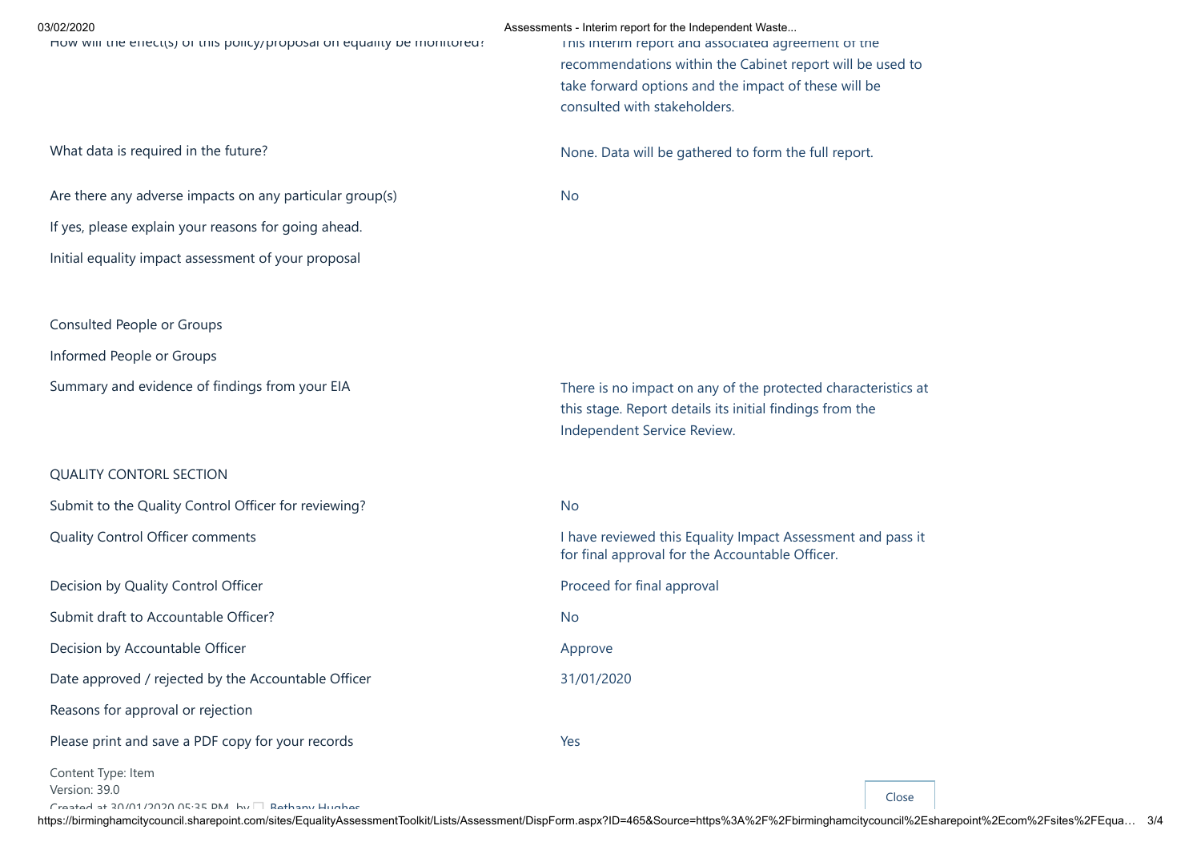| | |
|---|---|
| How will the effect(s) of this policy/proposal on equality be monitored? | This interim report and associated agreement of the recommendations within the Cabinet report will be used to take forward options and the impact of these will be consulted with stakeholders. |
| What data is required in the future? | None. Data will be gathered to form the full report. |
| Are there any adverse impacts on any particular group(s) | No |
| If yes, please explain your reasons for going ahead. | |
| Initial equality impact assessment of your proposal | |
| Consulted People or Groups | |
| Informed People or Groups | |
| Summary and evidence of findings from your EIA | There is no impact on any of the protected characteristics at this stage. Report details its initial findings from the Independent Service Review. |
| QUALITY CONTORL SECTION | |
| Submit to the Quality Control Officer for reviewing? | No |
| Quality Control Officer comments | I have reviewed this Equality Impact Assessment and pass it for final approval for the Accountable Officer. |
| Decision by Quality Control Officer | Proceed for final approval |
| Submit draft to Accountable Officer? | No |
| Decision by Accountable Officer | Approve |
| Date approved / rejected by the Accountable Officer | 31/01/2020 |
| Reasons for approval or rejection | |
| Please print and save a PDF copy for your records | Yes |

Content Type: Item
Version: 39.0
Created at 30/01/2020 05:35 PM by Bethany Hughes

Close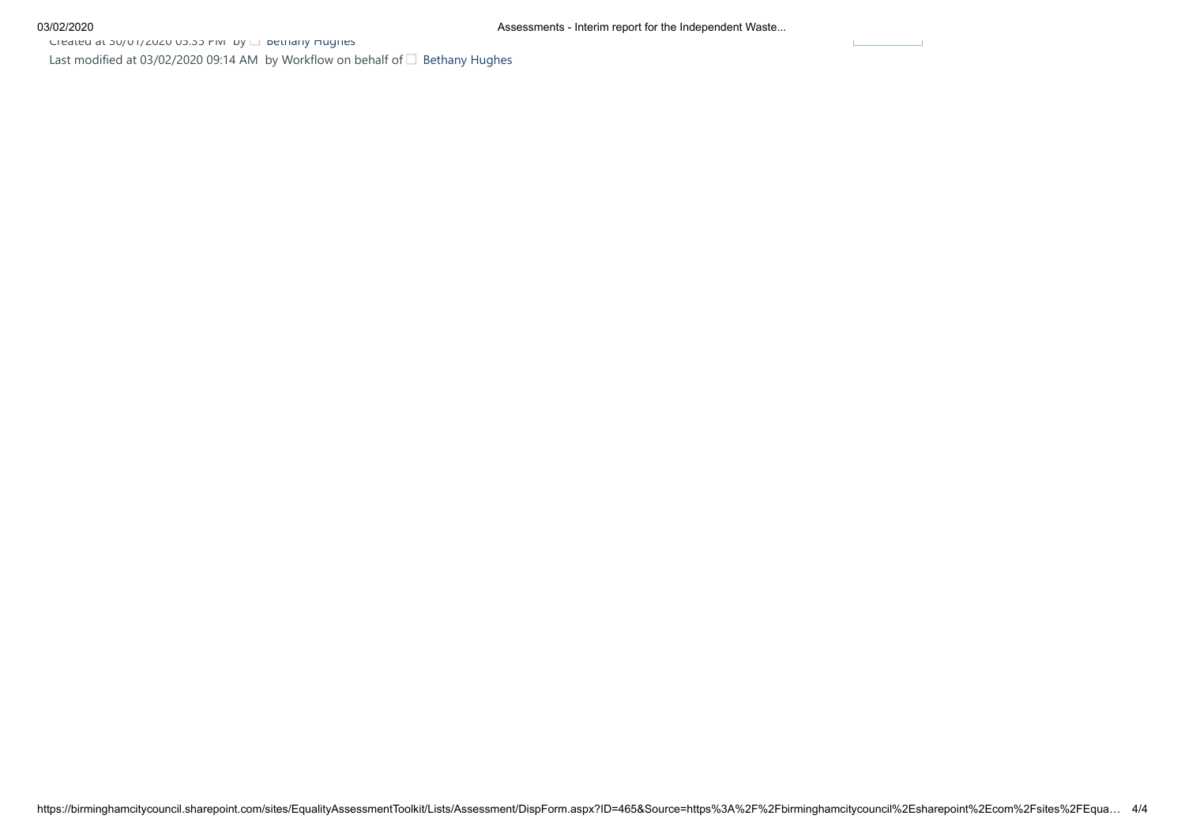Created at 30/01/2020 03:35 PM by Bethany Hughes

Last modified at 03/02/2020 09:14 AM by Workflow on behalf of Bethany Hughes